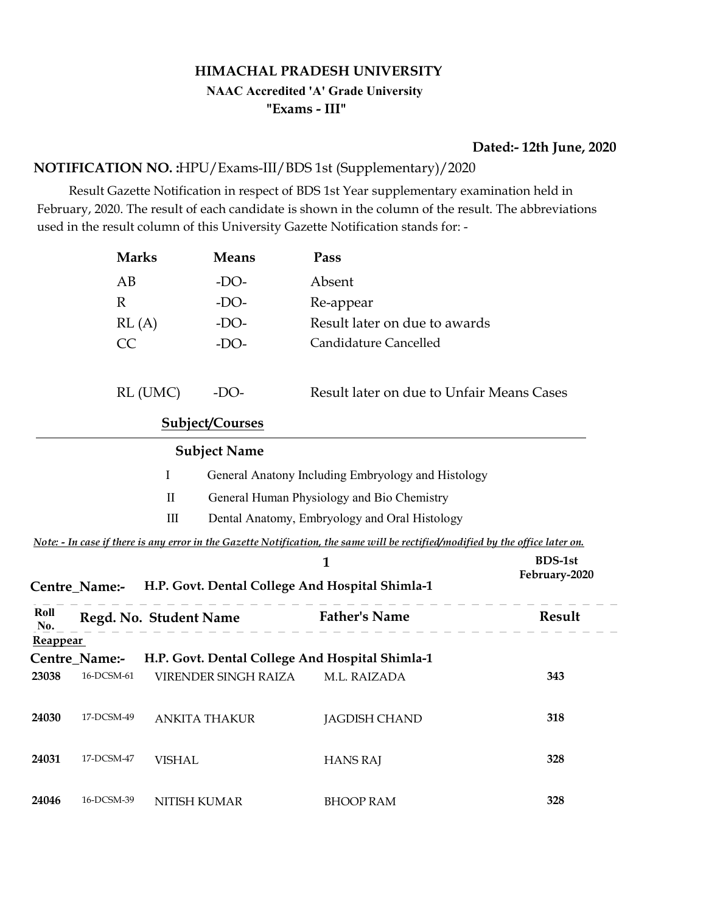# HIMACHAL PRADESH UNIVERSITY

**NAAC Accredited 'A' Grade University**

**"Exams - III"**

**Dated:- 12th June, 2020**

**NOTIFICATION NO. :**HPU/Exams-III/BDS 1st (Supplementary)/2020

Result Gazette Notification in respect of BDS 1st Year supplementary examination held in February, 2020. The result of each candidate is shown in the column of the result. The abbreviations used in the result column of this University Gazette Notification stands for: -

| | | |
|---|---|---|
| **Marks** | **Means** | **Pass** |
| AB | -DO- | Absent |
| R | -DO- | Re-appear |
| RL (A) | -DO- | Result later on due to awards |
| CC | -DO- | Candidature Cancelled |
| RL (UMC) | -DO- | Result later on due to Unfair Means Cases |

**Subject/Courses**

| | **Subject Name** |
|---|---|
| I | General Anatony Including Embryology and Histology |
| II | General Human Physiology and Bio Chemistry |
| III | Dental Anatomy, Embryology and Oral Histology |

*Note: - In case if there is any error in the Gazette Notification, the same will be rectified/modified by the office later on.*

**BDS-1st February-2020**

**Centre_Name:- H.P. Govt. Dental College And Hospital Shimla-1**

**Reappear**

**Centre_Name:- H.P. Govt. Dental College And Hospital Shimla-1**

| Roll No. | Regd. No. | Student Name | Father's Name | Result |
|---|---|---|---|---|
| 23038 | 16-DCSM-61 | VIRENDER SINGH RAIZA | M.L. RAIZADA | 343 |
| 24030 | 17-DCSM-49 | ANKITA THAKUR | JAGDISH CHAND | 318 |
| 24031 | 17-DCSM-47 | VISHAL | HANS RAJ | 328 |
| 24046 | 16-DCSM-39 | NITISH KUMAR | BHOOP RAM | 328 |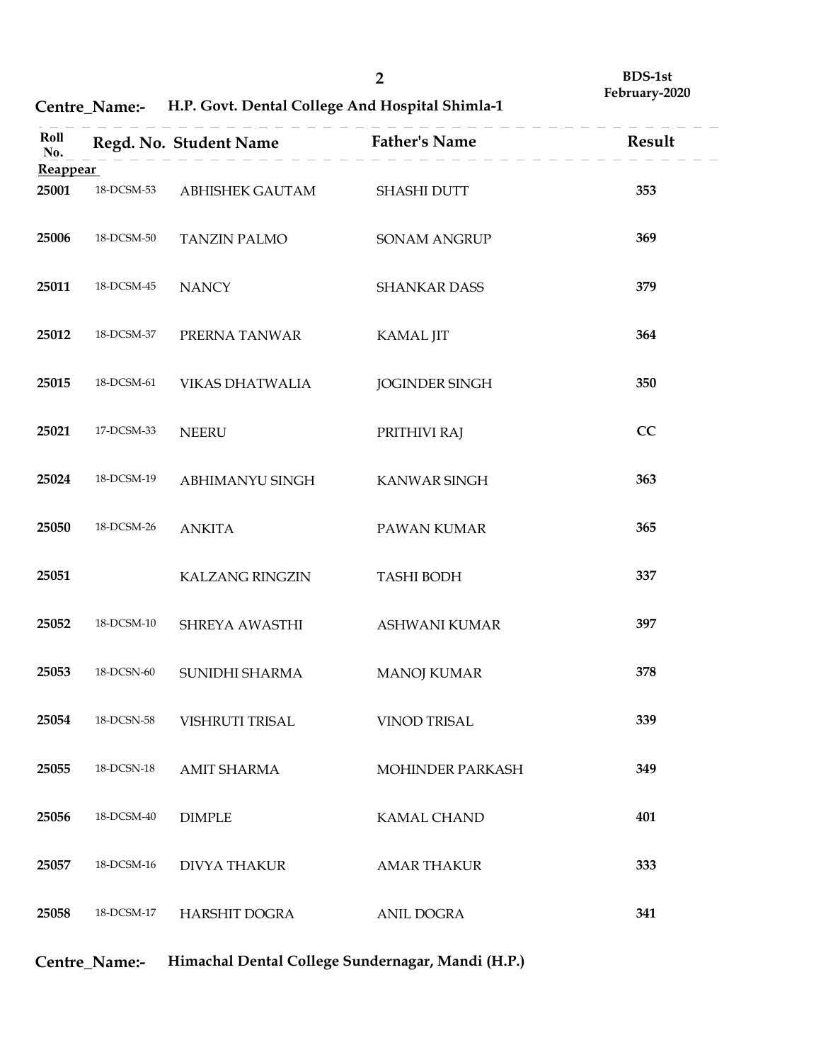BDS-1st
February-2020

**Centre_Name:-** **H.P. Govt. Dental College And Hospital Shimla-1**

| Roll No. | Regd. No. | Student Name | Father's Name | Result |
|---|---|---|---|---|
| **Reappear** | | | | |
| 25001 | 18-DCSM-53 | ABHISHEK GAUTAM | SHASHI DUTT | 353 |
| 25006 | 18-DCSM-50 | TANZIN PALMO | SONAM ANGRUP | 369 |
| 25011 | 18-DCSM-45 | NANCY | SHANKAR DASS | 379 |
| 25012 | 18-DCSM-37 | PRERNA TANWAR | KAMAL JIT | 364 |
| 25015 | 18-DCSM-61 | VIKAS DHATWALIA | JOGINDER SINGH | 350 |
| 25021 | 17-DCSM-33 | NEERU | PRITHIVI RAJ | CC |
| 25024 | 18-DCSM-19 | ABHIMANYU SINGH | KANWAR SINGH | 363 |
| 25050 | 18-DCSM-26 | ANKITA | PAWAN KUMAR | 365 |
| 25051 | | KALZANG RINGZIN | TASHI BODH | 337 |
| 25052 | 18-DCSM-10 | SHREYA AWASTHI | ASHWANI KUMAR | 397 |
| 25053 | 18-DCSN-60 | SUNIDHI SHARMA | MANOJ KUMAR | 378 |
| 25054 | 18-DCSN-58 | VISHRUTI TRISAL | VINOD TRISAL | 339 |
| 25055 | 18-DCSN-18 | AMIT SHARMA | MOHINDER PARKASH | 349 |
| 25056 | 18-DCSM-40 | DIMPLE | KAMAL CHAND | 401 |
| 25057 | 18-DCSM-16 | DIVYA THAKUR | AMAR THAKUR | 333 |
| 25058 | 18-DCSM-17 | HARSHIT DOGRA | ANIL DOGRA | 341 |

**Centre_Name:-** **Himachal Dental College Sundernagar, Mandi (H.P.)**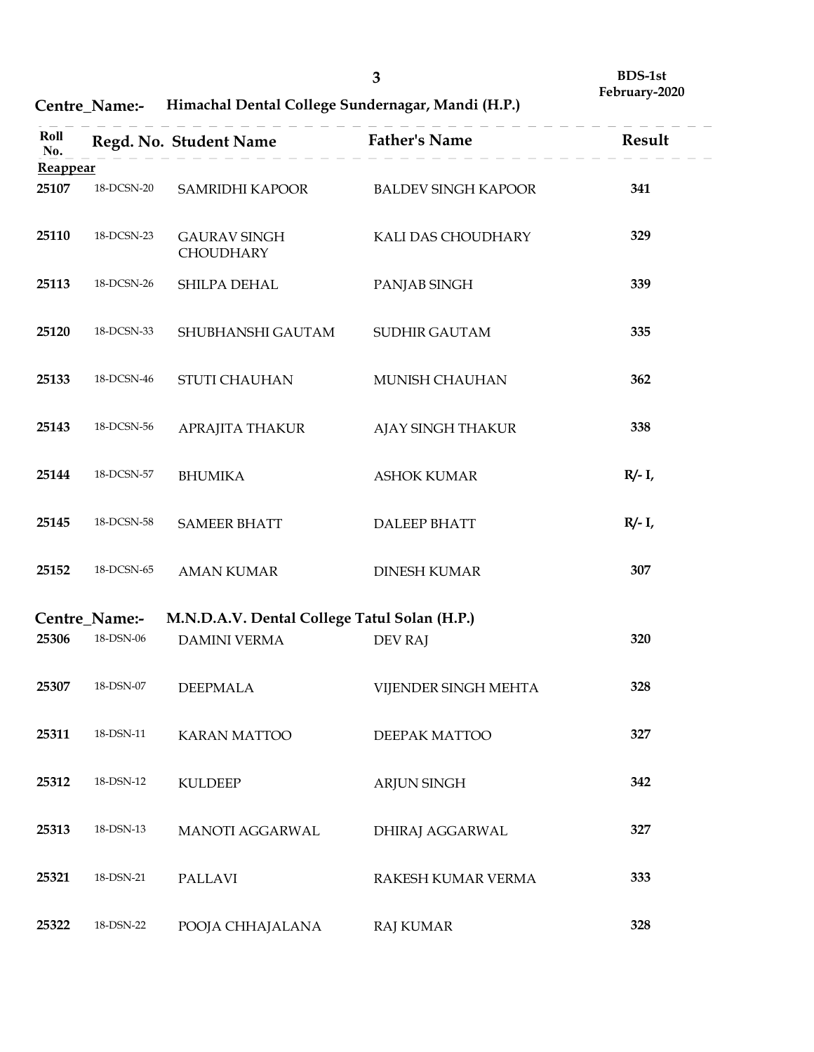BDS-1st
February-2020

## Centre_Name:- Himachal Dental College Sundernagar, Mandi (H.P.)

| Roll No. | Regd. No. | Student Name | Father's Name | Result |
|---|---|---|---|---|
| **Reappear** | | | | |
| 25107 | 18-DCSN-20 | SAMRIDHI KAPOOR | BALDEV SINGH KAPOOR | 341 |
| 25110 | 18-DCSN-23 | GAURAV SINGH CHOUDHARY | KALI DAS CHOUDHARY | 329 |
| 25113 | 18-DCSN-26 | SHILPA DEHAL | PANJAB SINGH | 339 |
| 25120 | 18-DCSN-33 | SHUBHANSHI GAUTAM | SUDHIR GAUTAM | 335 |
| 25133 | 18-DCSN-46 | STUTI CHAUHAN | MUNISH CHAUHAN | 362 |
| 25143 | 18-DCSN-56 | APRAJITA THAKUR | AJAY SINGH THAKUR | 338 |
| 25144 | 18-DCSN-57 | BHUMIKA | ASHOK KUMAR | R/- I, |
| 25145 | 18-DCSN-58 | SAMEER BHATT | DALEEP BHATT | R/- I, |
| 25152 | 18-DCSN-65 | AMAN KUMAR | DINESH KUMAR | 307 |

## Centre_Name:- M.N.D.A.V. Dental College Tatul Solan (H.P.)

| Roll No. | Regd. No. | Student Name | Father's Name | Result |
|---|---|---|---|---|
| 25306 | 18-DSN-06 | DAMINI VERMA | DEV RAJ | 320 |
| 25307 | 18-DSN-07 | DEEPMALA | VIJENDER SINGH MEHTA | 328 |
| 25311 | 18-DSN-11 | KARAN MATTOO | DEEPAK MATTOO | 327 |
| 25312 | 18-DSN-12 | KULDEEP | ARJUN SINGH | 342 |
| 25313 | 18-DSN-13 | MANOTI AGGARWAL | DHIRAJ AGGARWAL | 327 |
| 25321 | 18-DSN-21 | PALLAVI | RAKESH KUMAR VERMA | 333 |
| 25322 | 18-DSN-22 | POOJA CHHAJALANA | RAJ KUMAR | 328 |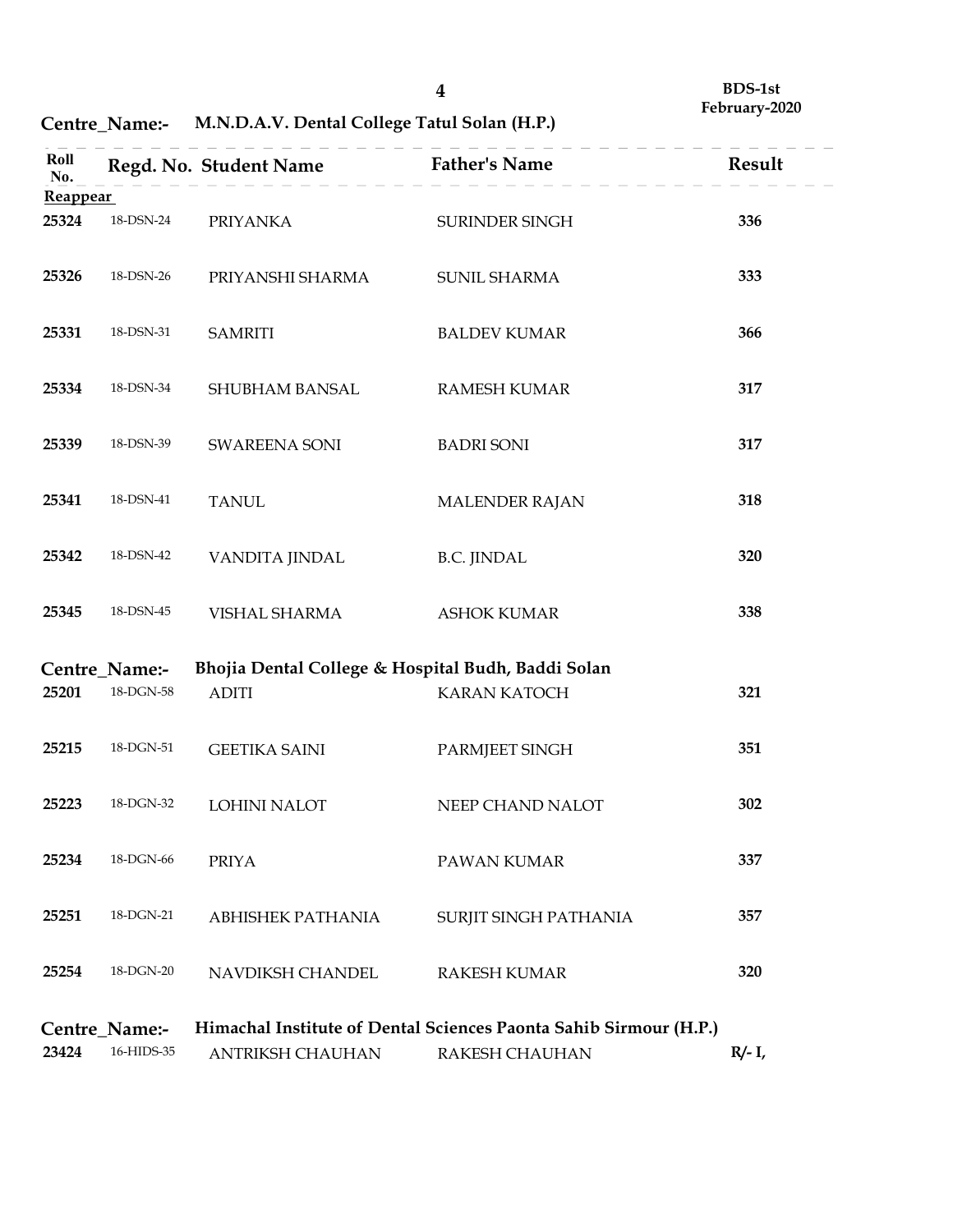**Centre_Name:- M.N.D.A.V. Dental College Tatul Solan (H.P.)**

| Roll No. | Regd. No. | Student Name | Father's Name | Result |
|---|---|---|---|---|
| **Reappear** | | | | |
| 25324 | 18-DSN-24 | PRIYANKA | SURINDER SINGH | 336 |
| 25326 | 18-DSN-26 | PRIYANSHI SHARMA | SUNIL SHARMA | 333 |
| 25331 | 18-DSN-31 | SAMRITI | BALDEV KUMAR | 366 |
| 25334 | 18-DSN-34 | SHUBHAM BANSAL | RAMESH KUMAR | 317 |
| 25339 | 18-DSN-39 | SWAREENA SONI | BADRI SONI | 317 |
| 25341 | 18-DSN-41 | TANUL | MALENDER RAJAN | 318 |
| 25342 | 18-DSN-42 | VANDITA JINDAL | B.C. JINDAL | 320 |
| 25345 | 18-DSN-45 | VISHAL SHARMA | ASHOK KUMAR | 338 |

**Centre_Name:- Bhojia Dental College & Hospital Budh, Baddi Solan**

| Roll No. | Regd. No. | Student Name | Father's Name | Result |
|---|---|---|---|---|
| 25201 | 18-DGN-58 | ADITI | KARAN KATOCH | 321 |
| 25215 | 18-DGN-51 | GEETIKA SAINI | PARMJEET SINGH | 351 |
| 25223 | 18-DGN-32 | LOHINI NALOT | NEEP CHAND NALOT | 302 |
| 25234 | 18-DGN-66 | PRIYA | PAWAN KUMAR | 337 |
| 25251 | 18-DGN-21 | ABHISHEK PATHANIA | SURJIT SINGH PATHANIA | 357 |
| 25254 | 18-DGN-20 | NAVDIKSH CHANDEL | RAKESH KUMAR | 320 |

**Centre_Name:- Himachal Institute of Dental Sciences Paonta Sahib Sirmour (H.P.)**

| Roll No. | Regd. No. | Student Name | Father's Name | Result |
|---|---|---|---|---|
| 23424 | 16-HIDS-35 | ANTRIKSH CHAUHAN | RAKESH CHAUHAN | R/- I, |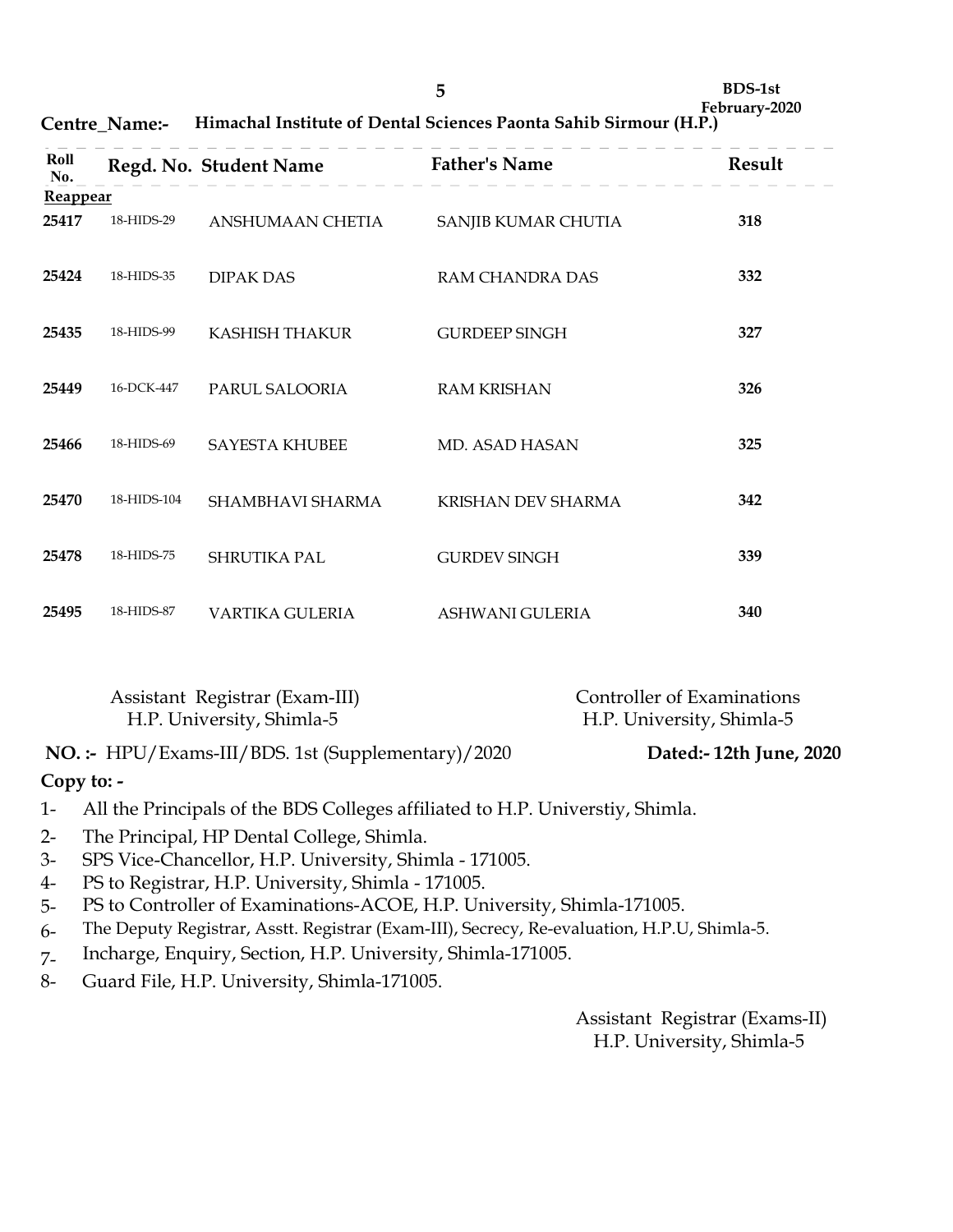BDS-1st
February-2020

**Centre_Name:- Himachal Institute of Dental Sciences Paonta Sahib Sirmour (H.P.)**

| Roll No. | Regd. No. | Student Name | Father's Name | Result |
|---|---|---|---|---|
| **Reappear** | | | | |
| 25417 | 18-HIDS-29 | ANSHUMAAN CHETIA | SANJIB KUMAR CHUTIA | 318 |
| 25424 | 18-HIDS-35 | DIPAK DAS | RAM CHANDRA DAS | 332 |
| 25435 | 18-HIDS-99 | KASHISH THAKUR | GURDEEP SINGH | 327 |
| 25449 | 16-DCK-447 | PARUL SALOORIA | RAM KRISHAN | 326 |
| 25466 | 18-HIDS-69 | SAYESTA KHUBEE | MD. ASAD HASAN | 325 |
| 25470 | 18-HIDS-104 | SHAMBHAVI SHARMA | KRISHAN DEV SHARMA | 342 |
| 25478 | 18-HIDS-75 | SHRUTIKA PAL | GURDEV SINGH | 339 |
| 25495 | 18-HIDS-87 | VARTIKA GULERIA | ASHWANI GULERIA | 340 |

Assistant Registrar (Exam-III)
H.P. University, Shimla-5

Controller of Examinations
H.P. University, Shimla-5

**NO. :-** HPU/Exams-III/BDS. 1st (Supplementary)/2020 **Dated:- 12th June, 2020**

**Copy to: -**

1- All the Principals of the BDS Colleges affiliated to H.P. Universtiy, Shimla.
2- The Principal, HP Dental College, Shimla.
3- SPS Vice-Chancellor, H.P. University, Shimla - 171005.
4- PS to Registrar, H.P. University, Shimla - 171005.
5- PS to Controller of Examinations-ACOE, H.P. University, Shimla-171005.
6- The Deputy Registrar, Asstt. Registrar (Exam-III), Secrecy, Re-evaluation, H.P.U, Shimla-5.
7- Incharge, Enquiry, Section, H.P. University, Shimla-171005.
8- Guard File, H.P. University, Shimla-171005.

Assistant Registrar (Exams-II)
H.P. University, Shimla-5